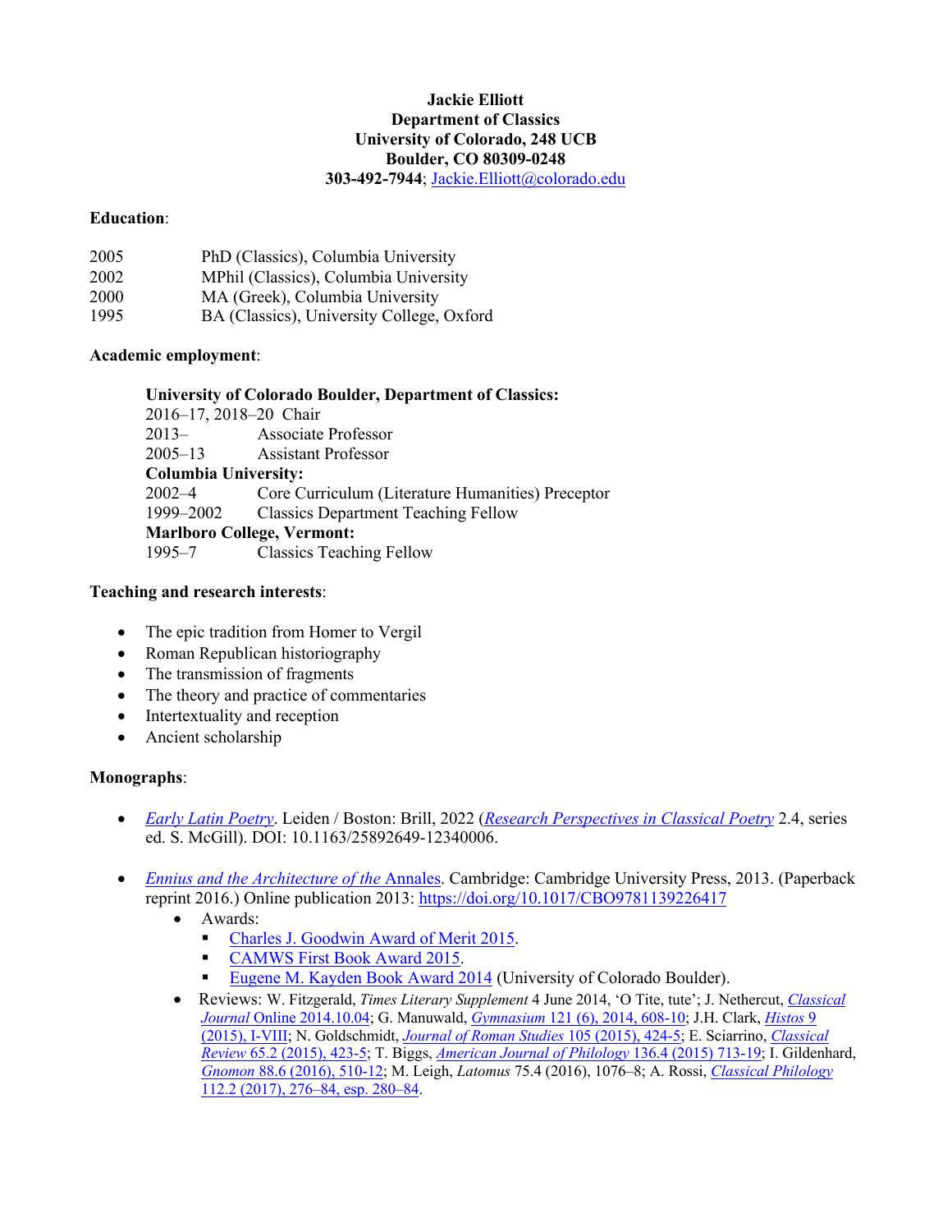**Jackie Elliott**
**Department of Classics**
**University of Colorado, 248 UCB**
**Boulder, CO 80309-0248**
**303-492-7944**; Jackie.Elliott@colorado.edu

**Education**:

2005 PhD (Classics), Columbia University
2002 MPhil (Classics), Columbia University
2000 MA (Greek), Columbia University
1995 BA (Classics), University College, Oxford

**Academic employment**:

**University of Colorado Boulder, Department of Classics:**
2016–17, 2018–20 Chair
2013– Associate Professor
2005–13 Assistant Professor
**Columbia University:**
2002–4 Core Curriculum (Literature Humanities) Preceptor
1999–2002 Classics Department Teaching Fellow
**Marlboro College, Vermont:**
1995–7 Classics Teaching Fellow

**Teaching and research interests**:

- The epic tradition from Homer to Vergil
- Roman Republican historiography
- The transmission of fragments
- The theory and practice of commentaries
- Intertextuality and reception
- Ancient scholarship

**Monographs**:

- *Early Latin Poetry*. Leiden / Boston: Brill, 2022 (*Research Perspectives in Classical Poetry* 2.4, series ed. S. McGill). DOI: 10.1163/25892649-12340006.

- *Ennius and the Architecture of the* Annales. Cambridge: Cambridge University Press, 2013. (Paperback reprint 2016.) Online publication 2013: https://doi.org/10.1017/CBO9781139226417
  - Awards:
    - Charles J. Goodwin Award of Merit 2015.
    - CAMWS First Book Award 2015.
    - Eugene M. Kayden Book Award 2014 (University of Colorado Boulder).
  - Reviews: W. Fitzgerald, *Times Literary Supplement* 4 June 2014, 'O Tite, tute'; J. Nethercut, *Classical Journal* Online 2014.10.04; G. Manuwald, *Gymnasium* 121 (6), 2014, 608-10; J.H. Clark, *Histos* 9 (2015), I-VIII; N. Goldschmidt, *Journal of Roman Studies* 105 (2015), 424-5; E. Sciarrino, *Classical Review* 65.2 (2015), 423-5; T. Biggs, *American Journal of Philology* 136.4 (2015) 713-19; I. Gildenhard, *Gnomon* 88.6 (2016), 510-12; M. Leigh, *Latomus* 75.4 (2016), 1076–8; A. Rossi, *Classical Philology* 112.2 (2017), 276–84, esp. 280–84.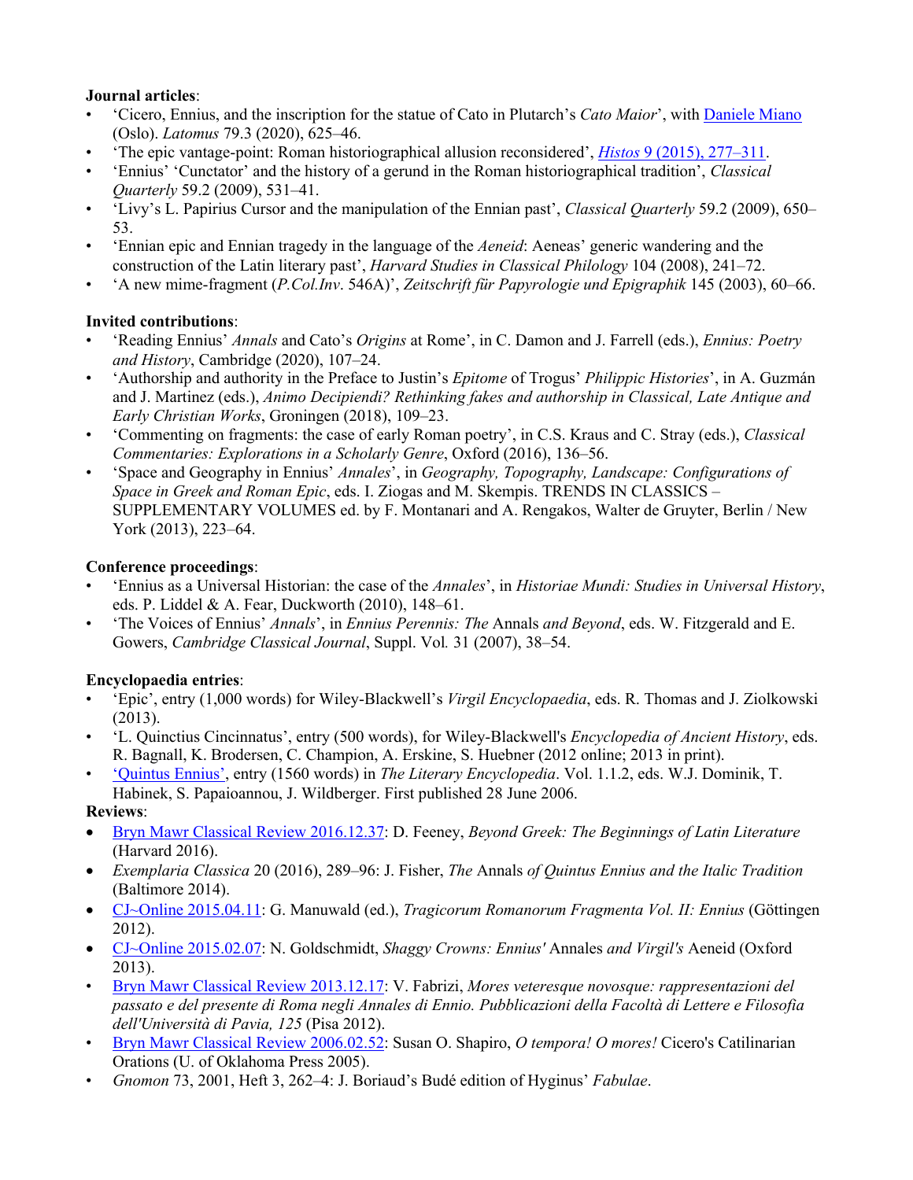**Journal articles**:

- 'Cicero, Ennius, and the inscription for the statue of Cato in Plutarch's *Cato Maior*', with [Daniele Miano](#) (Oslo). *Latomus* 79.3 (2020), 625–46.
- 'The epic vantage-point: Roman historiographical allusion reconsidered', [*Histos* 9 (2015), 277–311](#).
- 'Ennius' 'Cunctator' and the history of a gerund in the Roman historiographical tradition', *Classical Quarterly* 59.2 (2009), 531–41.
- 'Livy's L. Papirius Cursor and the manipulation of the Ennian past', *Classical Quarterly* 59.2 (2009), 650–53.
- 'Ennian epic and Ennian tragedy in the language of the *Aeneid*: Aeneas' generic wandering and the construction of the Latin literary past', *Harvard Studies in Classical Philology* 104 (2008), 241–72.
- 'A new mime-fragment (*P.Col.Inv*. 546A)', *Zeitschrift für Papyrologie und Epigraphik* 145 (2003), 60–66.

**Invited contributions**:

- 'Reading Ennius' *Annals* and Cato's *Origins* at Rome', in C. Damon and J. Farrell (eds.), *Ennius: Poetry and History*, Cambridge (2020), 107–24.
- 'Authorship and authority in the Preface to Justin's *Epitome* of Trogus' *Philippic Histories*', in A. Guzmán and J. Martinez (eds.), *Animo Decipiendi? Rethinking fakes and authorship in Classical, Late Antique and Early Christian Works*, Groningen (2018), 109–23.
- 'Commenting on fragments: the case of early Roman poetry', in C.S. Kraus and C. Stray (eds.), *Classical Commentaries: Explorations in a Scholarly Genre*, Oxford (2016), 136–56.
- 'Space and Geography in Ennius' *Annales*', in *Geography, Topography, Landscape: Configurations of Space in Greek and Roman Epic*, eds. I. Ziogas and M. Skempis. TRENDS IN CLASSICS – SUPPLEMENTARY VOLUMES ed. by F. Montanari and A. Rengakos, Walter de Gruyter, Berlin / New York (2013), 223–64.

**Conference proceedings**:

- 'Ennius as a Universal Historian: the case of the *Annales*', in *Historiae Mundi: Studies in Universal History*, eds. P. Liddel & A. Fear, Duckworth (2010), 148–61.
- 'The Voices of Ennius' *Annals*', in *Ennius Perennis: The* Annals *and Beyond*, eds. W. Fitzgerald and E. Gowers, *Cambridge Classical Journal*, Suppl. Vol*.* 31 (2007), 38–54.

**Encyclopaedia entries**:

- 'Epic', entry (1,000 words) for Wiley-Blackwell's *Virgil Encyclopaedia*, eds. R. Thomas and J. Ziolkowski (2013).
- 'L. Quinctius Cincinnatus', entry (500 words), for Wiley-Blackwell's *Encyclopedia of Ancient History*, eds. R. Bagnall, K. Brodersen, C. Champion, A. Erskine, S. Huebner (2012 online; 2013 in print).
- ['Quintus Ennius'](#), entry (1560 words) in *The Literary Encyclopedia*. Vol. 1.1.2, eds. W.J. Dominik, T. Habinek, S. Papaioannou, J. Wildberger. First published 28 June 2006.

**Reviews**:

- [Bryn Mawr Classical Review 2016.12.37](#): D. Feeney, *Beyond Greek: The Beginnings of Latin Literature* (Harvard 2016).
- *Exemplaria Classica* 20 (2016), 289–96: J. Fisher, *The* Annals *of Quintus Ennius and the Italic Tradition* (Baltimore 2014).
- [CJ~Online 2015.04.11](#): G. Manuwald (ed.), *Tragicorum Romanorum Fragmenta Vol. II: Ennius* (Göttingen 2012).
- [CJ~Online 2015.02.07](#): N. Goldschmidt, *Shaggy Crowns: Ennius'* Annales *and Virgil's* Aeneid (Oxford 2013).
- [Bryn Mawr Classical Review 2013.12.17](#): V. Fabrizi, *Mores veteresque novosque: rappresentazioni del passato e del presente di Roma negli Annales di Ennio. Pubblicazioni della Facoltà di Lettere e Filosofia dell'Università di Pavia, 125* (Pisa 2012).
- [Bryn Mawr Classical Review 2006.02.52](#): Susan O. Shapiro, *O tempora! O mores!* Cicero's Catilinarian Orations (U. of Oklahoma Press 2005).
- *Gnomon* 73, 2001, Heft 3, 262–4: J. Boriaud's Budé edition of Hyginus' *Fabulae*.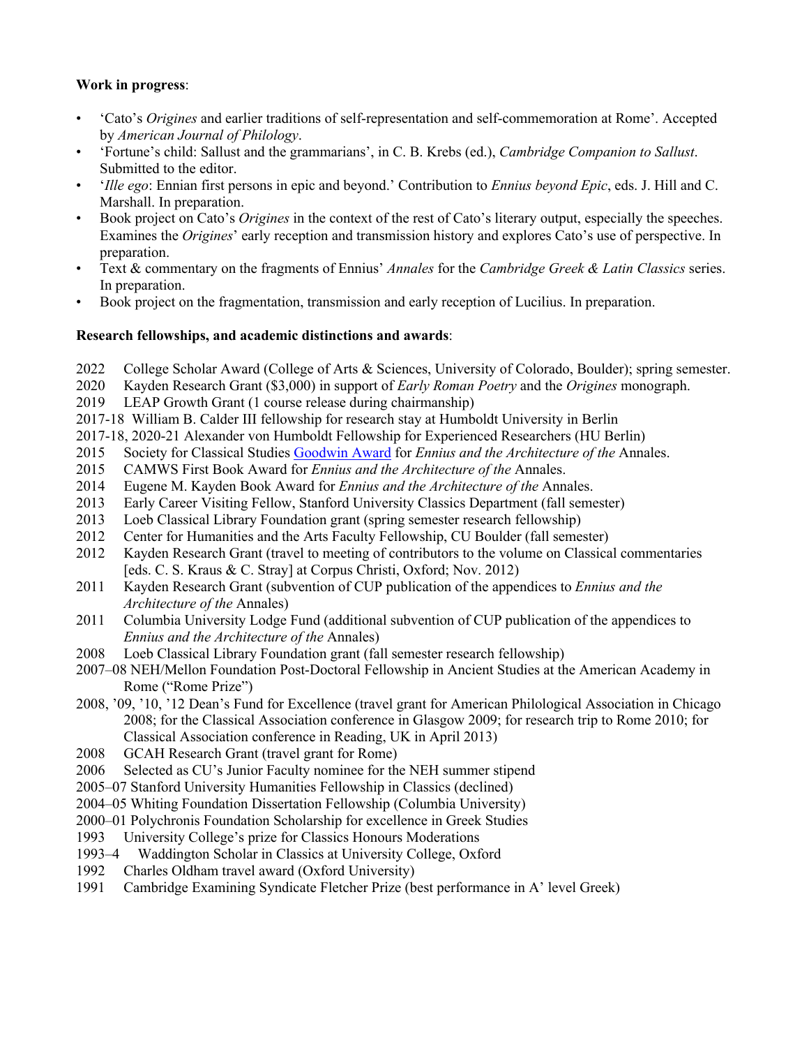**Work in progress**:

- 'Cato's *Origines* and earlier traditions of self-representation and self-commemoration at Rome'. Accepted by *American Journal of Philology*.
- 'Fortune's child: Sallust and the grammarians', in C. B. Krebs (ed.), *Cambridge Companion to Sallust*. Submitted to the editor.
- '*Ille ego*: Ennian first persons in epic and beyond.' Contribution to *Ennius beyond Epic*, eds. J. Hill and C. Marshall. In preparation.
- Book project on Cato's *Origines* in the context of the rest of Cato's literary output, especially the speeches. Examines the *Origines*' early reception and transmission history and explores Cato's use of perspective. In preparation.
- Text & commentary on the fragments of Ennius' *Annales* for the *Cambridge Greek & Latin Classics* series. In preparation.
- Book project on the fragmentation, transmission and early reception of Lucilius. In preparation.

**Research fellowships, and academic distinctions and awards**:

2022 College Scholar Award (College of Arts & Sciences, University of Colorado, Boulder); spring semester.
2020 Kayden Research Grant ($3,000) in support of *Early Roman Poetry* and the *Origines* monograph.
2019 LEAP Growth Grant (1 course release during chairmanship)
2017-18 William B. Calder III fellowship for research stay at Humboldt University in Berlin
2017-18, 2020-21 Alexander von Humboldt Fellowship for Experienced Researchers (HU Berlin)
2015 Society for Classical Studies Goodwin Award for *Ennius and the Architecture of the* Annales.
2015 CAMWS First Book Award for *Ennius and the Architecture of the* Annales.
2014 Eugene M. Kayden Book Award for *Ennius and the Architecture of the* Annales.
2013 Early Career Visiting Fellow, Stanford University Classics Department (fall semester)
2013 Loeb Classical Library Foundation grant (spring semester research fellowship)
2012 Center for Humanities and the Arts Faculty Fellowship, CU Boulder (fall semester)
2012 Kayden Research Grant (travel to meeting of contributors to the volume on Classical commentaries [eds. C. S. Kraus & C. Stray] at Corpus Christi, Oxford; Nov. 2012)
2011 Kayden Research Grant (subvention of CUP publication of the appendices to *Ennius and the Architecture of the* Annales)
2011 Columbia University Lodge Fund (additional subvention of CUP publication of the appendices to *Ennius and the Architecture of the* Annales)
2008 Loeb Classical Library Foundation grant (fall semester research fellowship)
2007–08 NEH/Mellon Foundation Post-Doctoral Fellowship in Ancient Studies at the American Academy in Rome ("Rome Prize")
2008, '09, '10, '12 Dean's Fund for Excellence (travel grant for American Philological Association in Chicago 2008; for the Classical Association conference in Glasgow 2009; for research trip to Rome 2010; for Classical Association conference in Reading, UK in April 2013)
2008 GCAH Research Grant (travel grant for Rome)
2006 Selected as CU's Junior Faculty nominee for the NEH summer stipend
2005–07 Stanford University Humanities Fellowship in Classics (declined)
2004–05 Whiting Foundation Dissertation Fellowship (Columbia University)
2000–01 Polychronis Foundation Scholarship for excellence in Greek Studies
1993 University College's prize for Classics Honours Moderations
1993–4 Waddington Scholar in Classics at University College, Oxford
1992 Charles Oldham travel award (Oxford University)
1991 Cambridge Examining Syndicate Fletcher Prize (best performance in A' level Greek)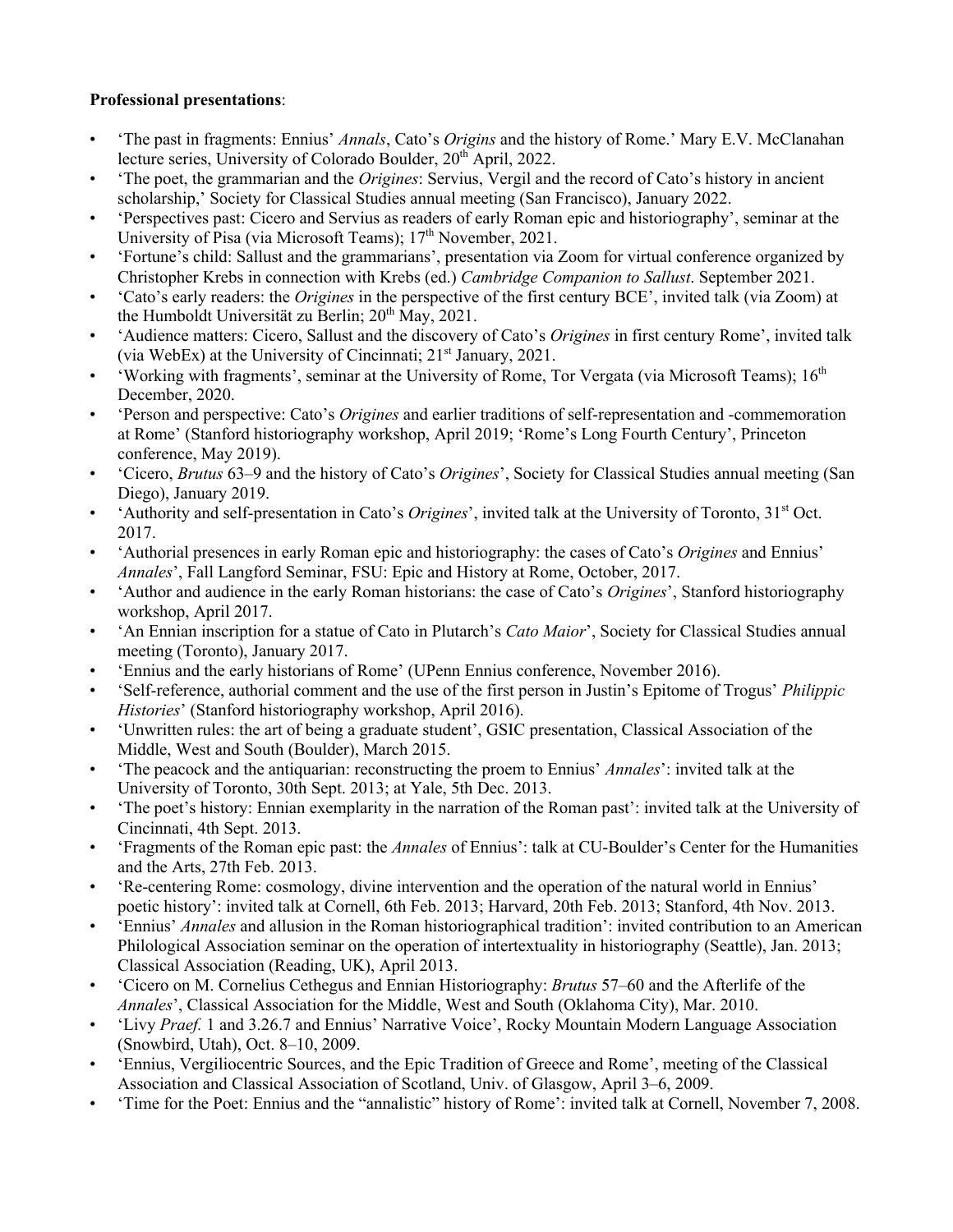**Professional presentations**:

- 'The past in fragments: Ennius' *Annals*, Cato's *Origins* and the history of Rome.' Mary E.V. McClanahan lecture series, University of Colorado Boulder, 20th April, 2022.
- 'The poet, the grammarian and the *Origines*: Servius, Vergil and the record of Cato's history in ancient scholarship,' Society for Classical Studies annual meeting (San Francisco), January 2022.
- 'Perspectives past: Cicero and Servius as readers of early Roman epic and historiography', seminar at the University of Pisa (via Microsoft Teams); 17th November, 2021.
- 'Fortune's child: Sallust and the grammarians', presentation via Zoom for virtual conference organized by Christopher Krebs in connection with Krebs (ed.) *Cambridge Companion to Sallust*. September 2021.
- 'Cato's early readers: the *Origines* in the perspective of the first century BCE', invited talk (via Zoom) at the Humboldt Universität zu Berlin; 20th May, 2021.
- 'Audience matters: Cicero, Sallust and the discovery of Cato's *Origines* in first century Rome', invited talk (via WebEx) at the University of Cincinnati; 21st January, 2021.
- 'Working with fragments', seminar at the University of Rome, Tor Vergata (via Microsoft Teams); 16th December, 2020.
- 'Person and perspective: Cato's *Origines* and earlier traditions of self-representation and -commemoration at Rome' (Stanford historiography workshop, April 2019; 'Rome's Long Fourth Century', Princeton conference, May 2019).
- 'Cicero, *Brutus* 63–9 and the history of Cato's *Origines*', Society for Classical Studies annual meeting (San Diego), January 2019.
- 'Authority and self-presentation in Cato's *Origines*', invited talk at the University of Toronto, 31st Oct. 2017.
- 'Authorial presences in early Roman epic and historiography: the cases of Cato's *Origines* and Ennius' *Annales*', Fall Langford Seminar, FSU: Epic and History at Rome, October, 2017.
- 'Author and audience in the early Roman historians: the case of Cato's *Origines*', Stanford historiography workshop, April 2017.
- 'An Ennian inscription for a statue of Cato in Plutarch's *Cato Maior*', Society for Classical Studies annual meeting (Toronto), January 2017.
- 'Ennius and the early historians of Rome' (UPenn Ennius conference, November 2016).
- 'Self-reference, authorial comment and the use of the first person in Justin's Epitome of Trogus' *Philippic Histories*' (Stanford historiography workshop, April 2016).
- 'Unwritten rules: the art of being a graduate student', GSIC presentation, Classical Association of the Middle, West and South (Boulder), March 2015.
- 'The peacock and the antiquarian: reconstructing the proem to Ennius' *Annales*': invited talk at the University of Toronto, 30th Sept. 2013; at Yale, 5th Dec. 2013.
- 'The poet's history: Ennian exemplarity in the narration of the Roman past': invited talk at the University of Cincinnati, 4th Sept. 2013.
- 'Fragments of the Roman epic past: the *Annales* of Ennius': talk at CU-Boulder's Center for the Humanities and the Arts, 27th Feb. 2013.
- 'Re-centering Rome: cosmology, divine intervention and the operation of the natural world in Ennius' poetic history': invited talk at Cornell, 6th Feb. 2013; Harvard, 20th Feb. 2013; Stanford, 4th Nov. 2013.
- 'Ennius' *Annales* and allusion in the Roman historiographical tradition': invited contribution to an American Philological Association seminar on the operation of intertextuality in historiography (Seattle), Jan. 2013; Classical Association (Reading, UK), April 2013.
- 'Cicero on M. Cornelius Cethegus and Ennian Historiography: *Brutus* 57–60 and the Afterlife of the *Annales*', Classical Association for the Middle, West and South (Oklahoma City), Mar. 2010.
- 'Livy *Praef.* 1 and 3.26.7 and Ennius' Narrative Voice', Rocky Mountain Modern Language Association (Snowbird, Utah), Oct. 8–10, 2009.
- 'Ennius, Vergiliocentric Sources, and the Epic Tradition of Greece and Rome', meeting of the Classical Association and Classical Association of Scotland, Univ. of Glasgow, April 3–6, 2009.
- 'Time for the Poet: Ennius and the "annalistic" history of Rome': invited talk at Cornell, November 7, 2008.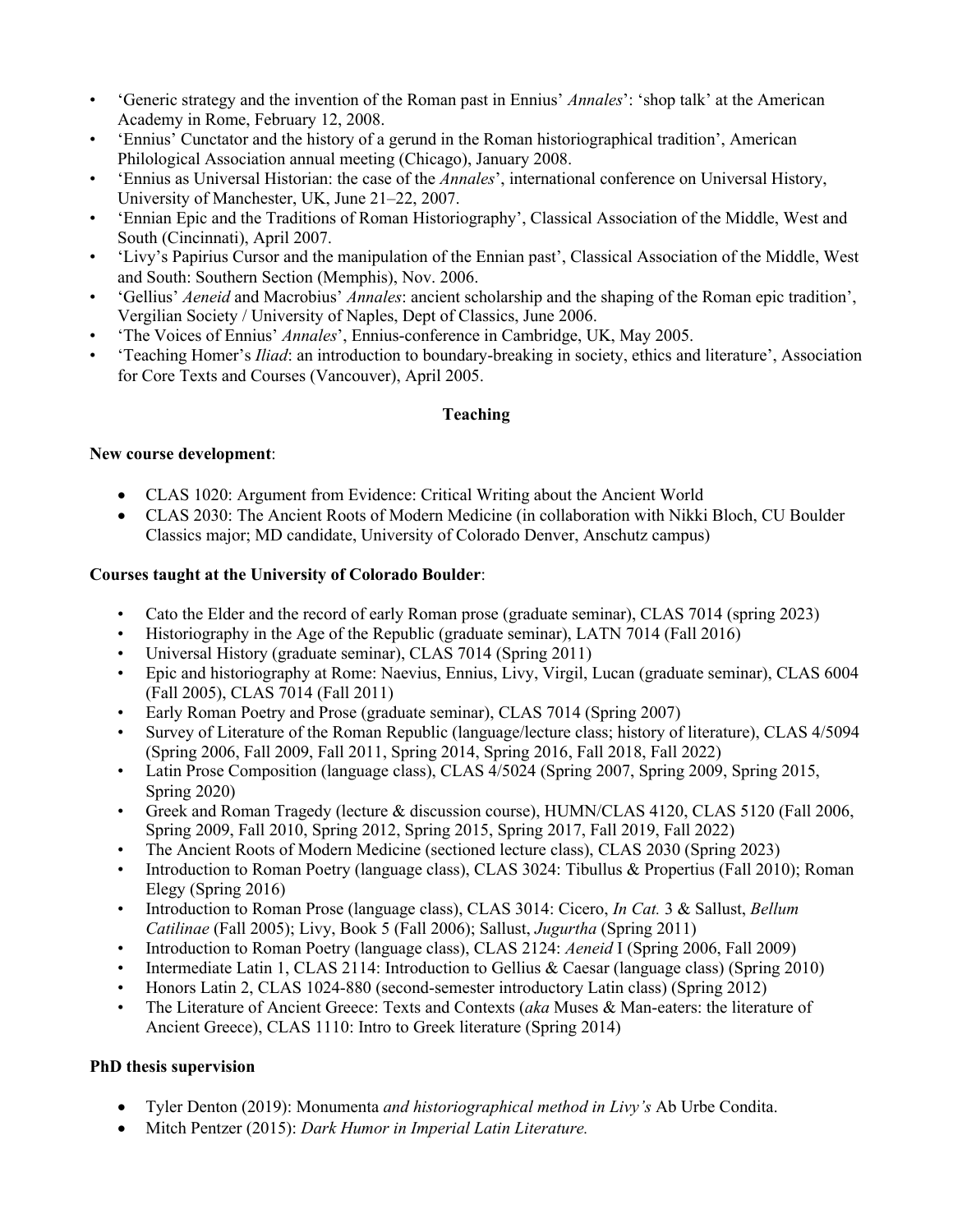- 'Generic strategy and the invention of the Roman past in Ennius' *Annales*': 'shop talk' at the American Academy in Rome, February 12, 2008.
- 'Ennius' Cunctator and the history of a gerund in the Roman historiographical tradition', American Philological Association annual meeting (Chicago), January 2008.
- 'Ennius as Universal Historian: the case of the *Annales*', international conference on Universal History, University of Manchester, UK, June 21–22, 2007.
- 'Ennian Epic and the Traditions of Roman Historiography', Classical Association of the Middle, West and South (Cincinnati), April 2007.
- 'Livy's Papirius Cursor and the manipulation of the Ennian past', Classical Association of the Middle, West and South: Southern Section (Memphis), Nov. 2006.
- 'Gellius' *Aeneid* and Macrobius' *Annales*: ancient scholarship and the shaping of the Roman epic tradition', Vergilian Society / University of Naples, Dept of Classics, June 2006.
- 'The Voices of Ennius' *Annales*', Ennius-conference in Cambridge, UK, May 2005.
- 'Teaching Homer's *Iliad*: an introduction to boundary-breaking in society, ethics and literature', Association for Core Texts and Courses (Vancouver), April 2005.

## Teaching

**New course development**:

- CLAS 1020: Argument from Evidence: Critical Writing about the Ancient World
- CLAS 2030: The Ancient Roots of Modern Medicine (in collaboration with Nikki Bloch, CU Boulder Classics major; MD candidate, University of Colorado Denver, Anschutz campus)

**Courses taught at the University of Colorado Boulder**:

- Cato the Elder and the record of early Roman prose (graduate seminar), CLAS 7014 (spring 2023)
- Historiography in the Age of the Republic (graduate seminar), LATN 7014 (Fall 2016)
- Universal History (graduate seminar), CLAS 7014 (Spring 2011)
- Epic and historiography at Rome: Naevius, Ennius, Livy, Virgil, Lucan (graduate seminar), CLAS 6004 (Fall 2005), CLAS 7014 (Fall 2011)
- Early Roman Poetry and Prose (graduate seminar), CLAS 7014 (Spring 2007)
- Survey of Literature of the Roman Republic (language/lecture class; history of literature), CLAS 4/5094 (Spring 2006, Fall 2009, Fall 2011, Spring 2014, Spring 2016, Fall 2018, Fall 2022)
- Latin Prose Composition (language class), CLAS 4/5024 (Spring 2007, Spring 2009, Spring 2015, Spring 2020)
- Greek and Roman Tragedy (lecture & discussion course), HUMN/CLAS 4120, CLAS 5120 (Fall 2006, Spring 2009, Fall 2010, Spring 2012, Spring 2015, Spring 2017, Fall 2019, Fall 2022)
- The Ancient Roots of Modern Medicine (sectioned lecture class), CLAS 2030 (Spring 2023)
- Introduction to Roman Poetry (language class), CLAS 3024: Tibullus & Propertius (Fall 2010); Roman Elegy (Spring 2016)
- Introduction to Roman Prose (language class), CLAS 3014: Cicero, *In Cat.* 3 & Sallust, *Bellum Catilinae* (Fall 2005); Livy, Book 5 (Fall 2006); Sallust, *Jugurtha* (Spring 2011)
- Introduction to Roman Poetry (language class), CLAS 2124: *Aeneid* I (Spring 2006, Fall 2009)
- Intermediate Latin 1, CLAS 2114: Introduction to Gellius & Caesar (language class) (Spring 2010)
- Honors Latin 2, CLAS 1024-880 (second-semester introductory Latin class) (Spring 2012)
- The Literature of Ancient Greece: Texts and Contexts (*aka* Muses & Man-eaters: the literature of Ancient Greece), CLAS 1110: Intro to Greek literature (Spring 2014)

**PhD thesis supervision**

- Tyler Denton (2019): Monumenta *and historiographical method in Livy's* Ab Urbe Condita.
- Mitch Pentzer (2015): *Dark Humor in Imperial Latin Literature.*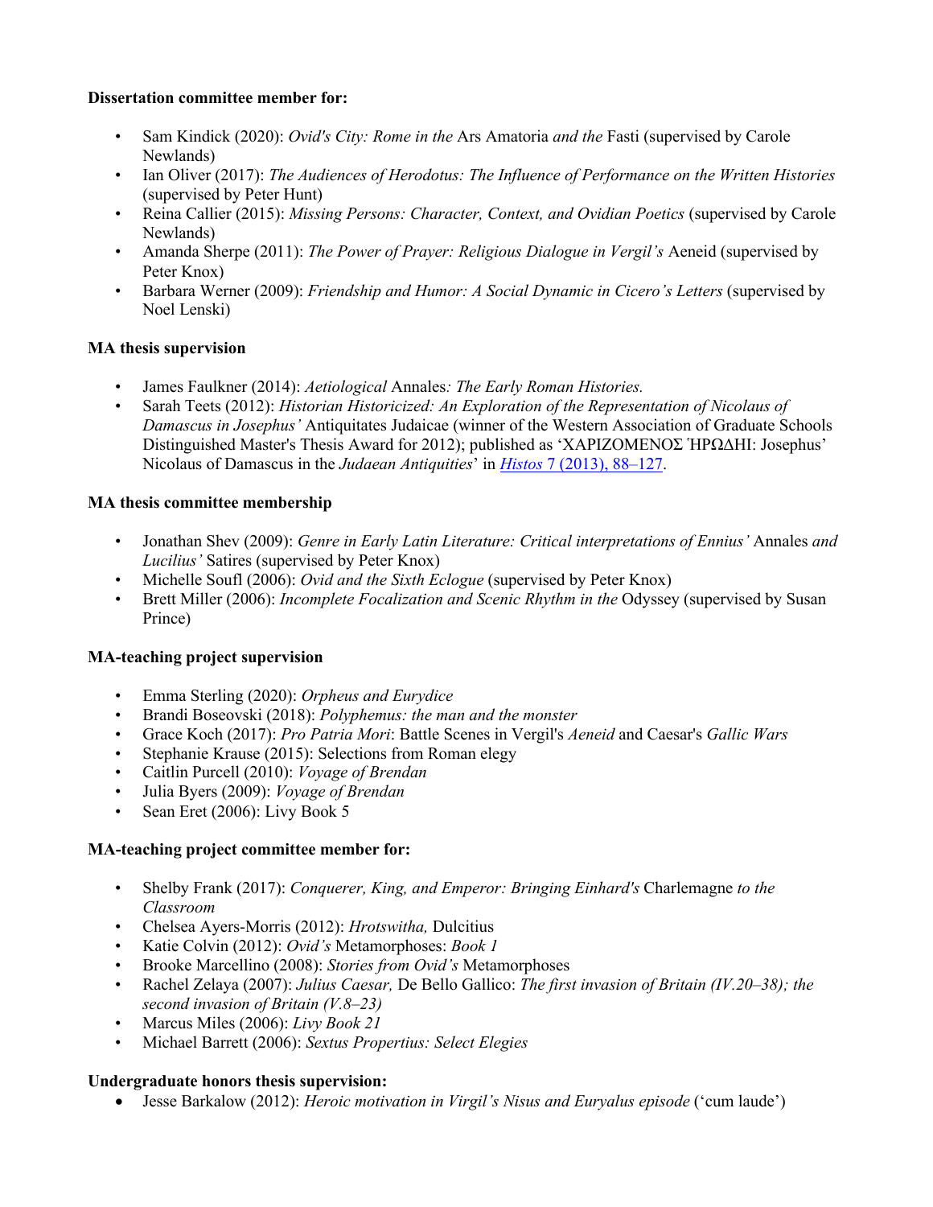**Dissertation committee member for:**

- Sam Kindick (2020): *Ovid's City: Rome in the* Ars Amatoria *and the* Fasti (supervised by Carole Newlands)
- Ian Oliver (2017): *The Audiences of Herodotus: The Influence of Performance on the Written Histories* (supervised by Peter Hunt)
- Reina Callier (2015): *Missing Persons: Character, Context, and Ovidian Poetics* (supervised by Carole Newlands)
- Amanda Sherpe (2011): *The Power of Prayer: Religious Dialogue in Vergil's* Aeneid (supervised by Peter Knox)
- Barbara Werner (2009): *Friendship and Humor: A Social Dynamic in Cicero's Letters* (supervised by Noel Lenski)

**MA thesis supervision**

- James Faulkner (2014): *Aetiological* Annales*: The Early Roman Histories.*
- Sarah Teets (2012): *Historian Historicized: An Exploration of the Representation of Nicolaus of Damascus in Josephus'* Antiquitates Judaicae (winner of the Western Association of Graduate Schools Distinguished Master's Thesis Award for 2012); published as 'ΧΑΡΙΖΟΜΕΝΟΣ ῾ΗΡΩΔΗΙ: Josephus' Nicolaus of Damascus in the *Judaean Antiquities*' in [*Histos* 7 (2013), 88–127](#).

**MA thesis committee membership**

- Jonathan Shev (2009): *Genre in Early Latin Literature: Critical interpretations of Ennius'* Annales *and Lucilius'* Satires (supervised by Peter Knox)
- Michelle Soufl (2006): *Ovid and the Sixth Eclogue* (supervised by Peter Knox)
- Brett Miller (2006): *Incomplete Focalization and Scenic Rhythm in the* Odyssey (supervised by Susan Prince)

**MA-teaching project supervision**

- Emma Sterling (2020): *Orpheus and Eurydice*
- Brandi Boseovski (2018): *Polyphemus: the man and the monster*
- Grace Koch (2017): *Pro Patria Mori*: Battle Scenes in Vergil's *Aeneid* and Caesar's *Gallic Wars*
- Stephanie Krause (2015): Selections from Roman elegy
- Caitlin Purcell (2010): *Voyage of Brendan*
- Julia Byers (2009): *Voyage of Brendan*
- Sean Eret (2006): Livy Book 5

**MA-teaching project committee member for:**

- Shelby Frank (2017): *Conquerer, King, and Emperor: Bringing Einhard's* Charlemagne *to the Classroom*
- Chelsea Ayers-Morris (2012): *Hrotswitha,* Dulcitius
- Katie Colvin (2012): *Ovid's* Metamorphoses: *Book 1*
- Brooke Marcellino (2008): *Stories from Ovid's* Metamorphoses
- Rachel Zelaya (2007): *Julius Caesar,* De Bello Gallico: *The first invasion of Britain (IV.20–38); the second invasion of Britain (V.8–23)*
- Marcus Miles (2006): *Livy Book 21*
- Michael Barrett (2006): *Sextus Propertius: Select Elegies*

**Undergraduate honors thesis supervision:**

- Jesse Barkalow (2012): *Heroic motivation in Virgil's Nisus and Euryalus episode* ('cum laude')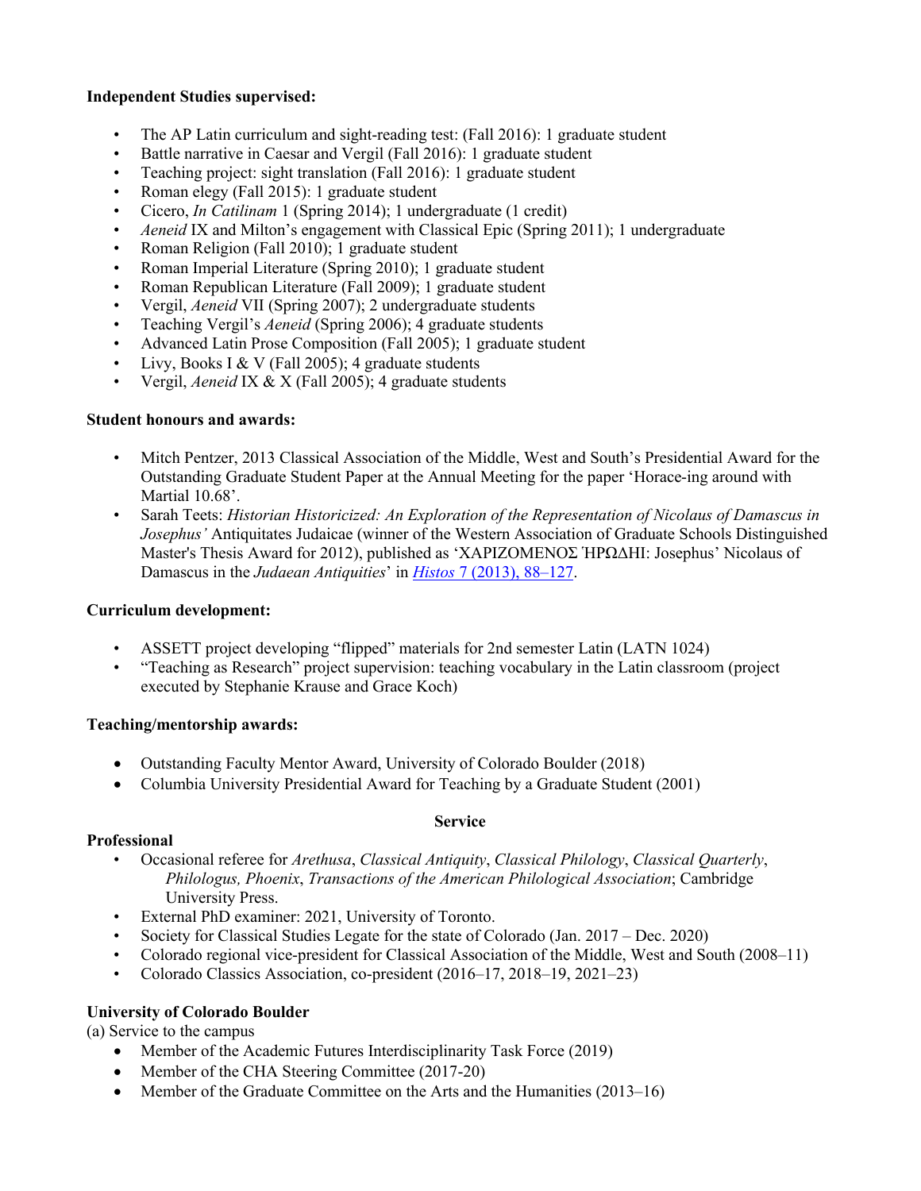**Independent Studies supervised:**

- The AP Latin curriculum and sight-reading test: (Fall 2016): 1 graduate student
- Battle narrative in Caesar and Vergil (Fall 2016): 1 graduate student
- Teaching project: sight translation (Fall 2016): 1 graduate student
- Roman elegy (Fall 2015): 1 graduate student
- Cicero, *In Catilinam* 1 (Spring 2014); 1 undergraduate (1 credit)
- *Aeneid* IX and Milton's engagement with Classical Epic (Spring 2011); 1 undergraduate
- Roman Religion (Fall 2010); 1 graduate student
- Roman Imperial Literature (Spring 2010); 1 graduate student
- Roman Republican Literature (Fall 2009); 1 graduate student
- Vergil, *Aeneid* VII (Spring 2007); 2 undergraduate students
- Teaching Vergil's *Aeneid* (Spring 2006); 4 graduate students
- Advanced Latin Prose Composition (Fall 2005); 1 graduate student
- Livy, Books I & V (Fall 2005); 4 graduate students
- Vergil, *Aeneid* IX & X (Fall 2005); 4 graduate students

**Student honours and awards:**

- Mitch Pentzer, 2013 Classical Association of the Middle, West and South's Presidential Award for the Outstanding Graduate Student Paper at the Annual Meeting for the paper 'Horace-ing around with Martial 10.68'.
- Sarah Teets: *Historian Historicized: An Exploration of the Representation of Nicolaus of Damascus in Josephus'* Antiquitates Judaicae (winner of the Western Association of Graduate Schools Distinguished Master's Thesis Award for 2012), published as 'ΧΑΡΙΖΟΜΕΝΟΣ ἩΡΩΔΗΙ: Josephus' Nicolaus of Damascus in the *Judaean Antiquities*' in *Histos* 7 (2013), 88–127.

**Curriculum development:**

- ASSETT project developing "flipped" materials for 2nd semester Latin (LATN 1024)
- "Teaching as Research" project supervision: teaching vocabulary in the Latin classroom (project executed by Stephanie Krause and Grace Koch)

**Teaching/mentorship awards:**

- Outstanding Faculty Mentor Award, University of Colorado Boulder (2018)
- Columbia University Presidential Award for Teaching by a Graduate Student (2001)

## Service

**Professional**

- Occasional referee for *Arethusa*, *Classical Antiquity*, *Classical Philology*, *Classical Quarterly*, *Philologus, Phoenix*, *Transactions of the American Philological Association*; Cambridge University Press.
- External PhD examiner: 2021, University of Toronto.
- Society for Classical Studies Legate for the state of Colorado (Jan. 2017 – Dec. 2020)
- Colorado regional vice-president for Classical Association of the Middle, West and South (2008–11)
- Colorado Classics Association, co-president (2016–17, 2018–19, 2021–23)

**University of Colorado Boulder**

(a) Service to the campus

- Member of the Academic Futures Interdisciplinarity Task Force (2019)
- Member of the CHA Steering Committee (2017-20)
- Member of the Graduate Committee on the Arts and the Humanities (2013–16)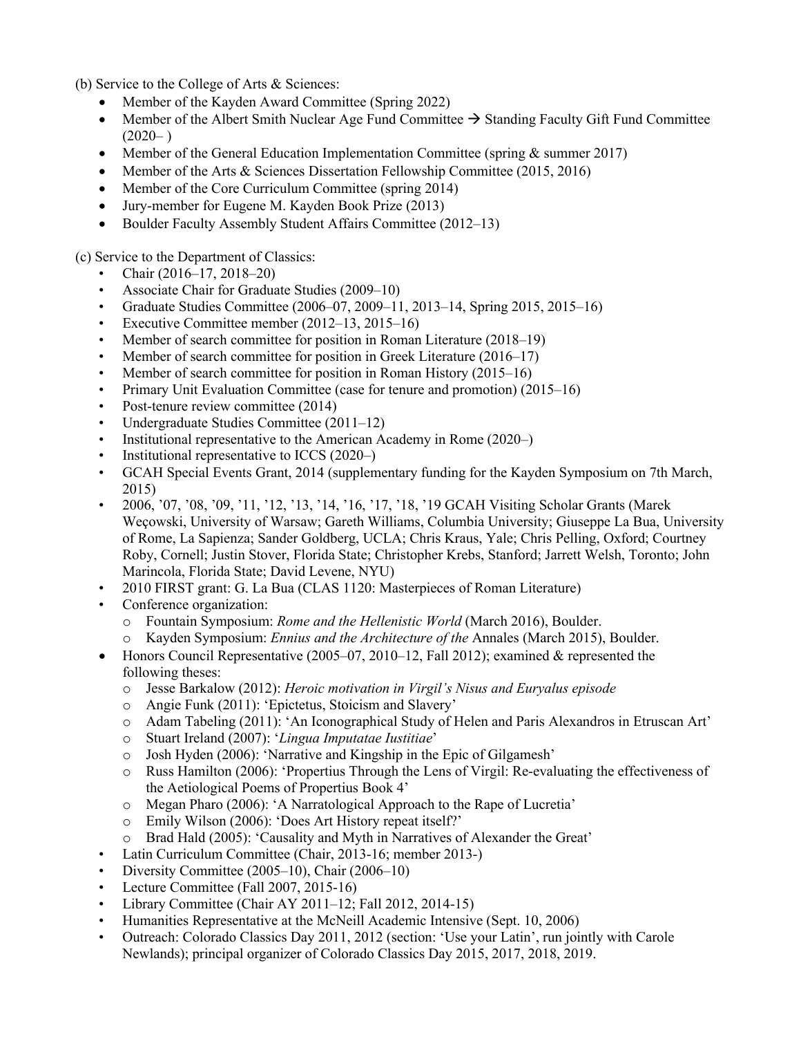(b) Service to the College of Arts & Sciences:

- Member of the Kayden Award Committee (Spring 2022)
- Member of the Albert Smith Nuclear Age Fund Committee → Standing Faculty Gift Fund Committee (2020– )
- Member of the General Education Implementation Committee (spring & summer 2017)
- Member of the Arts & Sciences Dissertation Fellowship Committee (2015, 2016)
- Member of the Core Curriculum Committee (spring 2014)
- Jury-member for Eugene M. Kayden Book Prize (2013)
- Boulder Faculty Assembly Student Affairs Committee (2012–13)

(c) Service to the Department of Classics:

- Chair (2016–17, 2018–20)
- Associate Chair for Graduate Studies (2009–10)
- Graduate Studies Committee (2006–07, 2009–11, 2013–14, Spring 2015, 2015–16)
- Executive Committee member (2012–13, 2015–16)
- Member of search committee for position in Roman Literature (2018–19)
- Member of search committee for position in Greek Literature (2016–17)
- Member of search committee for position in Roman History (2015–16)
- Primary Unit Evaluation Committee (case for tenure and promotion) (2015–16)
- Post-tenure review committee (2014)
- Undergraduate Studies Committee (2011–12)
- Institutional representative to the American Academy in Rome (2020–)
- Institutional representative to ICCS (2020–)
- GCAH Special Events Grant, 2014 (supplementary funding for the Kayden Symposium on 7th March, 2015)
- 2006, '07, '08, '09, '11, '12, '13, '14, '16, '17, '18, '19 GCAH Visiting Scholar Grants (Marek Weçowski, University of Warsaw; Gareth Williams, Columbia University; Giuseppe La Bua, University of Rome, La Sapienza; Sander Goldberg, UCLA; Chris Kraus, Yale; Chris Pelling, Oxford; Courtney Roby, Cornell; Justin Stover, Florida State; Christopher Krebs, Stanford; Jarrett Welsh, Toronto; John Marincola, Florida State; David Levene, NYU)
- 2010 FIRST grant: G. La Bua (CLAS 1120: Masterpieces of Roman Literature)
- Conference organization:
  - Fountain Symposium: *Rome and the Hellenistic World* (March 2016), Boulder.
  - Kayden Symposium: *Ennius and the Architecture of the* Annales (March 2015), Boulder.
- Honors Council Representative (2005–07, 2010–12, Fall 2012); examined & represented the following theses:
  - Jesse Barkalow (2012): *Heroic motivation in Virgil's Nisus and Euryalus episode*
  - Angie Funk (2011): 'Epictetus, Stoicism and Slavery'
  - Adam Tabeling (2011): 'An Iconographical Study of Helen and Paris Alexandros in Etruscan Art'
  - Stuart Ireland (2007): '*Lingua Imputatae Iustitiae*'
  - Josh Hyden (2006): 'Narrative and Kingship in the Epic of Gilgamesh'
  - Russ Hamilton (2006): 'Propertius Through the Lens of Virgil: Re-evaluating the effectiveness of the Aetiological Poems of Propertius Book 4'
  - Megan Pharo (2006): 'A Narratological Approach to the Rape of Lucretia'
  - Emily Wilson (2006): 'Does Art History repeat itself?'
  - Brad Hald (2005): 'Causality and Myth in Narratives of Alexander the Great'
- Latin Curriculum Committee (Chair, 2013-16; member 2013-)
- Diversity Committee (2005–10), Chair (2006–10)
- Lecture Committee (Fall 2007, 2015-16)
- Library Committee (Chair AY 2011–12; Fall 2012, 2014-15)
- Humanities Representative at the McNeill Academic Intensive (Sept. 10, 2006)
- Outreach: Colorado Classics Day 2011, 2012 (section: 'Use your Latin', run jointly with Carole Newlands); principal organizer of Colorado Classics Day 2015, 2017, 2018, 2019.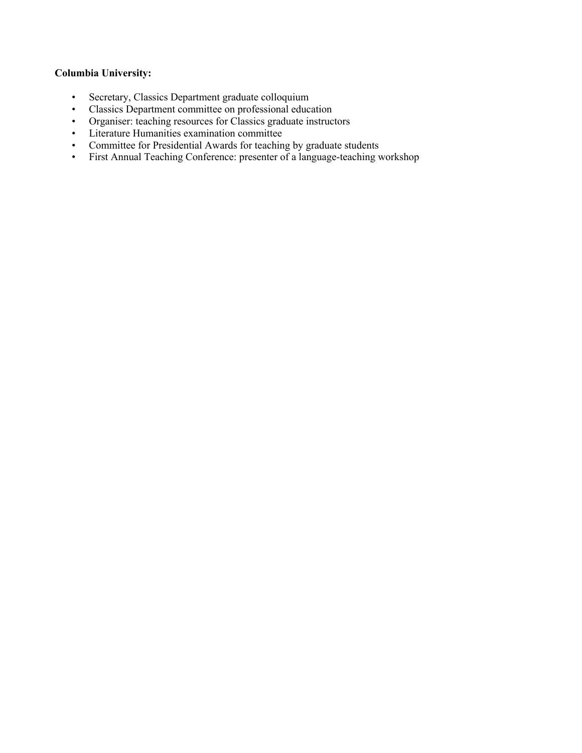**Columbia University:**

- Secretary, Classics Department graduate colloquium
- Classics Department committee on professional education
- Organiser: teaching resources for Classics graduate instructors
- Literature Humanities examination committee
- Committee for Presidential Awards for teaching by graduate students
- First Annual Teaching Conference: presenter of a language-teaching workshop